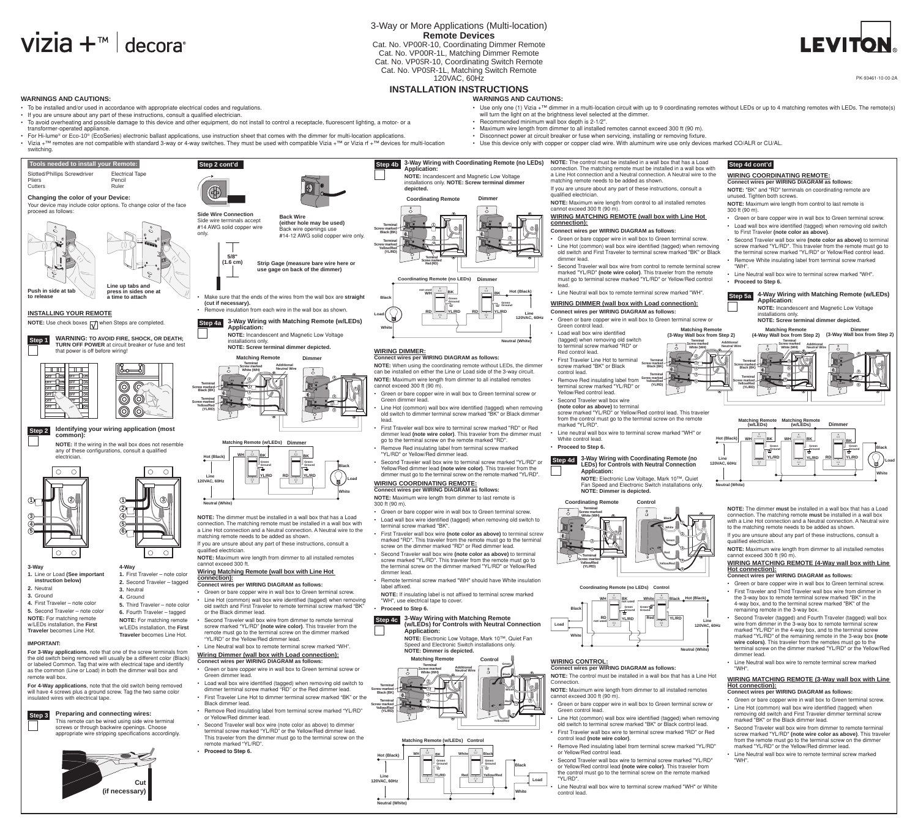# vizia +™ | decora®

3-Way or More Applications (Multi-location)

**Remote Devices**

Cat. No. VP00R-10, Coordinating Dimmer Remote
Cat. No. VP00R-1L, Matching Dimmer Remote
Cat. No. VP0SR-10, Coordinating Switch Remote
Cat. No. VP0SR-1L, Matching Switch Remote
120VAC, 60Hz

LEVITON

PK-93461-10-00-2A

## INSTALLATION INSTRUCTIONS

### WARNINGS AND CAUTIONS:

- To be installed and/or used in accordance with appropriate electrical codes and regulations.
- If you are unsure about any part of these instructions, consult a qualified electrician.
- To avoid overheating and possible damage to this device and other equipment, do not install to control a receptacle, fluorescent lighting, a motor- or a transformer-operated appliance.
- For Hi-lume® or Eco-10® (EcoSeries) electronic ballast applications, use instruction sheet that comes with the dimmer for multi-location applications.
- Vizia +™ remotes are not compatible with standard 3-way or 4-way switches. They must be used with compatible Vizia +™ or Vizia rf +™ devices for multi-location switching.

### WARNINGS AND CAUTIONS:

- Use only one (1) Vizia +™ dimmer in a multi-location circuit with up to 9 coordinating remotes without LEDs or up to 4 matching remotes with LEDs. The remote(s) will turn the light on at the brightness level selected at the dimmer.
- Recommended minimum wall box depth is 2-1/2".
- Maximum wire length from dimmer to all installed remotes cannot exceed 300 ft (90 m).
- Disconnect power at circuit breaker or fuse when servicing, installing or removing fixture.
- Use this device only with copper or copper clad wire. With aluminum wire use only devices marked CO/ALR or CU/AL.

### Tools needed to install your Remote:

Slotted/Phillips Screwdriver
Pliers
Cutters
Electrical Tape
Pencil
Ruler

### Changing the color of your Device:

Your device may include color options. To change color of the face proceed as follows:

**Push in side at tab to release**

**Line up tabs and press in sides one at a time to attach**

### INSTALLING YOUR REMOTE

**NOTE:** Use check boxes ☑ when Steps are completed.

**Step 1** **WARNING: TO AVOID FIRE, SHOCK, OR DEATH; TURN OFF POWER** at circuit breaker or fuse and test that power is off before wiring!

**Step 2** **Identifying your wiring application (most common):**

**NOTE:** If the wiring in the wall box does not resemble any of these configurations, consult a qualified electrician.

**3-Way**
1. Line or Load **(See important instruction below)**
2. Neutral
3. Ground
4. First Traveler – note color
5. Second Traveler – note color

**NOTE:** For matching remote w/LEDs installation, the **First Traveler** becomes Line Hot.

**4-Way**
1. First Traveler – note color
2. Second Traveler – tagged
3. Neutral
4. Ground
5. Third Traveler – note color
6. Fourth Traveler – tagged

**NOTE:** For matching remote w/LEDs installation, the **First Traveler** becomes Line Hot.

**IMPORTANT:**

**For 3-Way applications**, note that one of the screw terminals from the old switch being removed will usually be a different color (Black) or labeled Common. Tag that wire with electrical tape and identify as the common (Line or Load) in both the dimmer wall box and remote wall box.

**For 4-Way applications**, note that the old switch being removed will have 4 screws plus a ground screw. Tag the two same color insulated wires with electrical tape.

**Step 3** **Preparing and connecting wires:**

This remote can be wired using side wire terminal screws or through backwire openings. Choose appropriate wire stripping specifications accordingly.

**Cut (if necessary)**

**Step 2 cont'd**

**Side Wire Connection**
Side wire terminals accept #14 AWG solid copper wire only.

**Back Wire (either hole may be used)**
Back wire openings use #14-12 AWG solid copper wire only.

**5/8" (1.6 cm)** **Strip Gage (measure bare wire here or use gage on back of the dimmer)**

- Make sure that the ends of the wires from the wall box are **straight (cut if necessary).**
- Remove insulation from each wire in the wall box as shown.

**Step 4a** **3-Way Wiring with Matching Remote (w/LEDs) Application:**

**NOTE:** Incandescent and Magnetic Low Voltage installations only.
**NOTE: Screw terminal dimmer depicted.**

**NOTE:** The dimmer must be installed in a wall box that has a Load connection. The matching remote must be installed in a wall box with a Line Hot connection and a Neutral connection. A Neutral wire to the matching remote needs to be added as shown.

If you are unsure about any part of these instructions, consult a qualified electrician.

**NOTE:** Maximum wire length from dimmer to all installed remotes cannot exceed 300 ft.

**Wiring Matching Remote (wall box with Line Hot connection):**
**Connect wires per WIRING DIAGRAM as follows:**

- Green or bare copper wire in wall box to Green terminal screw.
- Line Hot (common) wall box wire identified (tagged) when removing old switch and First Traveler to remote terminal screw marked "BK" or the Black dimmer lead.
- Second Traveler wall box wire from dimmer to remote terminal screw marked "YL/RD" **(note wire color)**. This traveler from the remote must go to the terminal screw on the dimmer marked "YL/RD" or the Yellow/Red dimmer lead.
- Line Neutral wall box to remote terminal screw marked "WH".

**Wiring Dimmer (wall box with Load connection):**
**Connect wires per WIRING DIAGRAM as follows:**

- Green or bare copper wire in wall box to Green terminal screw or Green dimmer lead.
- Load wall box wire identified (tagged) when removing old switch to dimmer terminal screw marked "RD" or the Red dimmer lead.
- First Traveler Line Hot to dimmer terminal screw marked "BK" or the Black dimmer lead.
- Remove Red insulating label from terminal screw marked "YL/RD" or Yellow/Red dimmer lead.
- Second Traveler wall box wire (note color as above) to dimmer terminal screw marked "YL/RD" or the Yellow/Red dimmer lead. This traveler from the dimmer must go to the terminal screw on the remote marked "YL/RD".
- **Proceed to Step 6.**

**Step 4b** **3-Way Wiring with Coordinating Remote (no LEDs) Application:**

**NOTE:** Incandescent and Magnetic Low Voltage installations only. **NOTE: Screw terminal dimmer depicted.**

### WIRING DIMMER:
**Connect wires per WIRING DIAGRAM as follows:**

**NOTE:** When using the coordinating remote without LEDs, the dimmer can be installed on either the Line or Load side of the 3-way circuit.

**NOTE:** Maximum wire length from dimmer to all installed remotes cannot exceed 300 ft (90 m).

- Green or bare copper wire in wall box to Green terminal screw or Green dimmer lead.
- Line Hot (common) wall box wire identified (tagged) when removing old switch to dimmer terminal screw marked "BK" or Black dimmer lead.
- First Traveler wall box wire to terminal screw marked "RD" or Red dimmer lead **(note wire color)**. This traveler from the dimmer must go to the terminal screw on the remote marked "RD".
- Remove Red insulating label from terminal screw marked "YL/RD" or Yellow/Red dimmer lead.
- Second Traveler wall box wire to terminal screw marked "YL/RD" or Yellow/Red dimmer lead **(note wire color)**. This traveler from the dimmer must go to the terminal screw on the remote marked "YL/RD".

### WIRING COORDINATING REMOTE:
**Connect wires per WIRING DIAGRAM as follows:**

**NOTE:** Maximum wire length from dimmer to last remote is 300 ft (90 m).

- Green or bare copper wire in wall box to Green terminal screw.
- Load wall box wire identified (tagged) when removing old switch to terminal screw marked "BK".
- First Traveler wall box wire **(note color as above)** to terminal screw marked "RD". This traveler from the remote must go to the terminal screw on the dimmer marked "RD" or Red dimmer lead.
- Second Traveler wall box wire **(note color as above)** to terminal screw marked "YL/RD". This traveler from the remote must go to the terminal screw on the dimmer marked "YL/RD" or Yellow/Red dimmer lead.
- Remote terminal screw marked "WH" should have White insulation label affixed.

**NOTE:** If insulating label is not affixed to terminal screw marked "WH", use electrical tape to cover.

- **Proceed to Step 6.**

**Step 4c** **3-Way Wiring with Matching Remote (w/LEDs) for Controls with Neutral Connection Application:**

**NOTE:** Electronic Low Voltage, Mark 10™, Quiet Fan Speed and Electronic Switch installations only.
**NOTE: Dimmer is depicted.**

**NOTE:** The control must be installed in a wall box that has a Load connection. The matching remote must be installed in a wall box with a Line Hot connection and a Neutral connection. A Neutral wire to the matching remote needs to be added as shown.

If you are unsure about any part of these instructions, consult a qualified electrician.

**NOTE:** Maximum wire length from control to all installed remotes cannot exceed 300 ft (90 m).

### WIRING MATCHING REMOTE (wall box with Line Hot connection):
**Connect wires per WIRING DIAGRAM as follows:**

- Green or bare copper wire in wall box to Green terminal screw.
- Line Hot (common) wall box wire identified (tagged) when removing old switch and First Traveler to terminal screw marked "BK" or Black dimmer lead.
- Second Traveler wall box wire from control to remote terminal screw marked "YL/RD" **(note wire color)**. This traveler from the remote must go to terminal screw marked "YL/RD" or Yellow/Red control lead.
- Line Neutral wall box to remote terminal screw marked "WH".

### WIRING DIMMER (wall box with Load connection):
**Connect wires per WIRING DIAGRAM as follows:**

- Green or bare copper wire in wall box to Green terminal screw or Green control lead.
- Load wall box wire identified (tagged) when removing old switch to terminal screw marked "RD" or Red control lead.
- First Traveler Line Hot to terminal screw marked "BK" or Black control lead.
- Remove Red insulating label from terminal screw marked "YL/RD" or Yellow/Red control lead.
- Second Traveler wall box wire **(note color as above)** to terminal screw marked "YL/RD" or Yellow/Red control lead. This traveler from the control must go to the terminal screw on the remote marked "YL/RD".
- Line neutral wall box wire to terminal screw marked "WH" or White control lead.
- **Proceed to Step 6.**

**Step 4d** **3-Way Wiring with Coordinating Remote (no LEDs) for Controls with Neutral Connection Application:**

**NOTE:** Electronic Low Voltage, Mark 10™, Quiet Fan Speed and Electronic Switch installations only.
**NOTE: Dimmer is depicted.**

### WIRING CONTROL:
**Connect wires per WIRING DIAGRAM as follows:**

**NOTE:** The control must be installed in a wall box that has a Line Hot Connection.

**NOTE:** Maximum wire length from dimmer to all installed remotes cannot exceed 300 ft (90 m).

- Green or bare copper wire in wall box to Green terminal screw or Green control lead.
- Line Hot (common) wall box wire identified (tagged) when removing old switch to terminal screw marked "BK" or Black control lead.
- First Traveler wall box wire to terminal screw marked "RD" or Red control lead **(note wire color)**.
- Remove Red insulating label from terminal screw marked "YL/RD" or Yellow/Red control lead.
- Second Traveler wall box wire to terminal screw marked "YL/RD" or Yellow/Red control lead **(note wire color)**. This traveler from the control must go to the terminal screw on the remote marked "YL/RD".
- Line Neutral wall box wire to terminal screw marked "WH" or White control lead.

**Step 4d cont'd**

### WIRING COORDINATING REMOTE:
**Connect wires per WIRING DIAGRAM as follows:**

**NOTE:** "BK" and "RD" terminals on coordinating remote are unused. Tighten both screws.

**NOTE:** Maximum wire length from control to last remote is 300 ft (90 m).

- Green or bare copper wire in wall box to Green terminal screw.
- Load wall box wire identified (tagged) when removing old switch to First Traveler **(note color as above)**.
- Second Traveler wall box wire **(note color as above)** to terminal screw marked "YL/RD". This traveler from the remote must go to the terminal screw marked "YL/RD" or Yellow/Red control lead.
- Remove White insulating label from terminal screw marked "WH".
- Line Neutral wall box wire to terminal screw marked "WH".
- **Proceed to Step 6.**

**Step 5a** **4-Way Wiring with Matching Remote (w/LEDs) Application:**

**NOTE:** Incandescent and Magnetic Low Voltage installations only.
**NOTE: Screw terminal dimmer depicted.**

**NOTE:** The dimmer **must** be installed in a wall box that has a Load connection. The matching remote **must** be installed in a wall box with a Line Hot connection and a Neutral connection. A Neutral wire to the matching remote needs to be added as shown.

If you are unsure about any part of these instructions, consult a qualified electrician.

**NOTE:** Maximum wire length from dimmer to all installed remotes cannot exceed 300 ft (90 m).

### WIRING MATCHING REMOTE (4-Way wall box with Line Hot connection):
**Connect wires per WIRING DIAGRAM as follows:**

- Green or bare copper wire in wall box to Green terminal screw.
- First Traveler and Third Traveler wall box wire from dimmer in the 3-way box to remote terminal screw marked "BK" in the 4-way box, and to the terminal screw marked "BK" of the remaining remote in the 3-way box.
- Second Traveler (tagged) and Fourth Traveler (tagged) wall box wire from dimmer in the 3-way box to remote terminal screw marked "YL/RD" in the 4-way box, and to the terminal screw marked "YL/RD" of the remaining remote in the 3-way box **(note wire colors)**. This traveler from the remotes must go to the terminal screw on the dimmer marked "YL/RD" or the Yellow/Red dimmer lead.
- Line Neutral wall box wire to remote terminal screw marked "WH".

### WIRING MATCHING REMOTE (3-Way wall box with Line Hot connection):
**Connect wires per WIRING DIAGRAM as follows:**

- Green or bare copper wire in wall box to Green terminal screw.
- Line Hot (common) wall box wire identified (tagged) when removing old switch and First Traveler dimmer terminal screw marked "BK" or the Black dimmer lead.
- Second Traveler wall box wire from dimmer to remote terminal screw marked "YL/RD" **(note wire color as above)**. This traveler from the remote must go to the terminal screw on the dimmer marked "YL/RD" or the Yellow/Red dimmer lead.
- Line Neutral wall box wire to remote terminal screw marked "WH".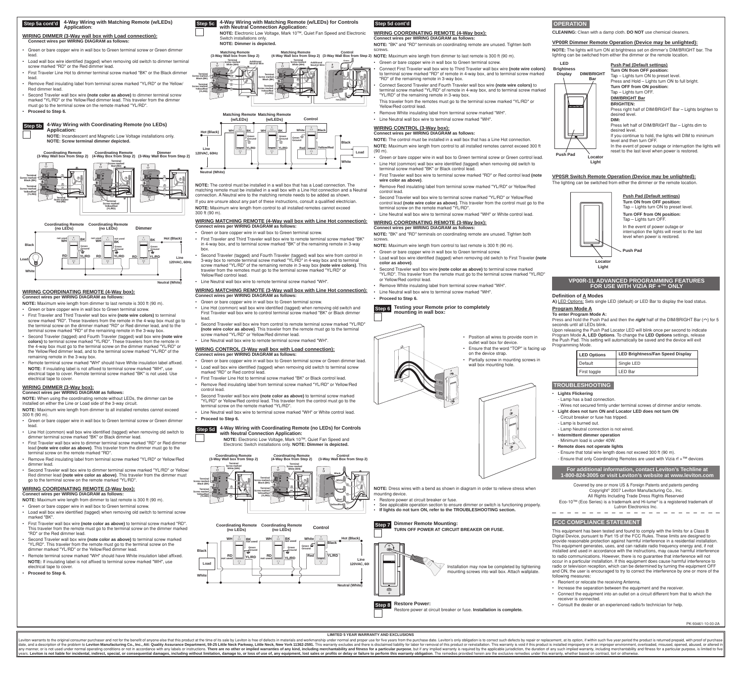## Step 5a cont'd — 4-Way Wiring with Matching Remote (w/LEDs) Application:

### WIRING DIMMER (3-Way wall box with Load connection):
**Connect wires per WIRING DIAGRAM as follows:**

- Green or bare copper wire in wall box to Green terminal screw or Green dimmer lead.
- Load wall box wire identified (tagged) when removing old switch to dimmer terminal screw marked "RD" or the Red dimmer lead.
- First Traveler Line Hot to dimmer terminal screw marked "BK" or the Black dimmer lead.
- Remove Red insulating label from terminal screw marked "YL/RD" or the Yellow/Red dimmer lead.
- Second Traveler wall box wire **(note color as above)** to dimmer terminal screw marked "YL/RD" or the Yellow/Red dimmer lead. This traveler from the dimmer must go to the terminal screw on the remote marked "YL/RD".
- **Proceed to Step 6.**

## Step 5b — 4-Way Wiring with Coordinating Remote (no LEDs) Application:

**NOTE:** Incandescent and Magnetic Low Voltage installations only.
**NOTE: Screw terminal dimmer depicted.**

Coordinating Remote (3-Way Wall box from Step 2)
Coordinating Remote (4-Way Box from Step 2)
Dimmer (3-Way Wall box from Step 2)
Terminal Screw marked Black (BK)
Terminal Screw marked Yellow/Red (YL/RD)
Terminal Screw marked Red (RD)
Terminal Screw marked Yellow/Red (YL/RD)

Coordinating Remote (no LEDs)
Coordinating Remote (no LEDs)
Dimmer
not used WH
BK
Green Ground
RD
YL/RD
Black
Load
White
Hot (Black)
Line 120VAC, 60Hz
Neutral (White)

### WIRING COORDINATING REMOTE (4-Way box):
**Connect wires per WIRING DIAGRAM as follows:**

**NOTE:** Maximum wire length from dimmer to last remote is 300 ft (90 m).

- Green or bare copper wire in wall box to Green terminal screw.
- First Traveler and Third Traveler wall box wire **(note wire colors)** to terminal screw marked "RD". These travelers from the remote in the 4-way box must go to the terminal screw on the dimmer marked "RD" or Red dimmer lead, and to the terminal screw marked "RD" of the remaining remote in the 3-way box.
- Second Traveler (tagged) and Fourth Traveler (tagged) wall box wire **(note wire colors)** to terminal screw marked "YL/RD". These travelers from the remote in the 4-way box must go to the terminal screw on the dimmer marked "YL/RD" or the Yellow/Red dimmer lead, and to the terminal screw marked "YL/RD" of the remaining remote in the 3-way box.
- Remote terminal screw marked "WH" should have White insulation label affixed. **NOTE:** If insulating label is not affixed to terminal screw marked "WH", use electrical tape to cover. Remote terminal screw marked "BK" is not used. Use electrical tape to cover.

### WIRING DIMMER (3-Way box):
**Connect wires per WIRING DIAGRAM as follows:**

**NOTE:** When using the coordinating remote without LEDs, the dimmer can be installed on either the Line or Load side of the 3-way circuit.

**NOTE:** Maximum wire length from dimmer to all installed remotes cannot exceed 300 ft (90 m).

- Green or bare copper wire in wall box to Green terminal screw or Green dimmer lead.
- Line Hot (common) wall box wire identified (tagged) when removing old switch to dimmer terminal screw marked "BK" or Black dimmer lead.
- First Traveler wall box wire to dimmer terminal screw marked "RD" or Red dimmer lead **(note wire color as above)**. This traveler from the dimmer must go to the terminal screw on the remote marked "RD".
- Remove Red insulating label from terminal screw marked "YL/RD" or Yellow/Red dimmer lead.
- Second Traveler wall box wire to dimmer terminal screw marked "YL/RD" or Yellow/Red dimmer lead **(note wire color as above)**. This traveler from the dimmer must go to the terminal screw on the remote marked "YL/RD".

### WIRING COORDINATING REMOTE (3-Way box):
**Connect wires per WIRING DIAGRAM as follows:**

**NOTE:** Maximum wire length from dimmer to last remote is 300 ft (90 m).

- Green or bare copper wire in wall box to Green terminal screw.
- Load wall box wire identified (tagged) when removing old switch is not used. Terminal screw marked "BK".
- First Traveler wall box wire **(note color as above)** to terminal screw marked "RD". This traveler from the remote must go to the terminal screw on the dimmer marked "RD" or the Red dimmer lead.
- Second Traveler wall box wire **(note color as above)** to terminal screw marked "YL/RD". This traveler from the remote must go to the terminal screw on the dimmer marked "YL/RD" or the Yellow/Red dimmer lead.
- Remote terminal screw marked "WH" should have White insulation label affixed. **NOTE:** If insulating label is not affixed to terminal screw marked "WH", use electrical tape to cover.
- **Proceed to Step 6.**

## Step 5c — 4-Way Wiring with Matching Remote (w/LEDs) for Controls with Neutral Connection Application:

**NOTE:** Electronic Low Voltage, Mark 10™, Quiet Fan Speed and Electronic Switch installations only.
**NOTE: Dimmer is depicted.**

Matching Remote (3-Way Wall box from Step 2)
Matching Remote (4-Way Wall Box from Step 2)
Control (3-Way Wall Box from Step 2)
Terminal Screw marked White (WH)
Additional Neutral Wire
Terminal Screw marked Black (BK)
Terminal Screw marked Yellow/Red (YL/RD)

Matching Remote (w/LEDs)
Matching Remote (w/LEDs)
Control
Hot (Black)
Line 120VAC, 60Hz
Neutral (White)
WH
BK
White
Black
Green Ground
YL/RD
Red
Yellow/Red
Load
White

**NOTE:** The control must be installed in a wall box that has a Load connection. The matching remote must be installed in a wall box with a Line Hot connection and a Neutral connection. A Neutral wire to the matching remote needs to be added as shown.

If you are unsure about any part of these instructions, consult a qualified electrician.

**NOTE:** Maximum wire length from control to all installed remotes cannot exceed 300 ft (90 m).

### WIRING MATCHING REMOTE (4-Way wall box with Line Hot connection):
**Connect wires per WIRING DIAGRAM as follows:**

- Green or bare copper wire in wall box to Green terminal screw.
- First Traveler and Third Traveler wall box wire to remote terminal screw marked "BK" in 4-way box, and to terminal screw marked "BK" of the remaining remote in 3-way box.
- Second Traveler (tagged) and Fourth Traveler (tagged) wall box wire from control in 3-way box to remote terminal screw marked "YL/RD" in 4-way box and to terminal screw marked "YL/RD" of the remaining remote in 3-way box **(note wire colors)**. This traveler from the remotes must go to the terminal screw marked "YL/RD" or Yellow/Red control lead.
- Line Neutral wall box wire to remote terminal screw marked "WH".

### WIRING MATCHING REMOTE (3-Way wall box with Line Hot connection):
**Connect wires per WIRING DIAGRAM as follows:**

- Green or bare copper wire in wall box to Green terminal screw.
- Line Hot (common) wall box wire identified (tagged) when removing old switch and First Traveler wall box wire to control terminal screw marked "BK" or Black dimmer lead.
- Second Traveler wall box wire from control to remote terminal screw marked "YL/RD" **(note wire color as above)**. This traveler from the remote must go to the control terminal screw marked "YL/RD" or Yellow/Red control lead.
- Line Neutral wall box wire to remote terminal screw marked "WH".

### WIRING CONTROL (3-Way wall box with Load connection):
**Connect wires per WIRING DIAGRAM as follows:**

- Green or bare copper wire in wall box to Green terminal screw or Green dimmer lead.
- Load wall box wire identified (tagged) when removing old switch to terminal screw marked "RD" or Red control lead.
- First Traveler Line Hot to terminal screw marked "BK" or Black control lead.
- Remove Red insulating label from terminal screw marked "YL/RD" or Yellow/Red control lead.
- Second Traveler wall box wire **(note color as above)** to terminal screw marked "YL/RD" or Yellow/Red control lead. This traveler from the control must go to the terminal screw on the remote marked "YL/RD".
- Line Neutral wall box wire to terminal screw marked "WH" or White control lead.
- **Proceed to Step 6.**

## Step 5d — 4-Way Wiring with Coordinating Remote (no LEDs) for Controls with Neutral Connection Application:

**NOTE:** Electronic Low Voltage, Mark 10™, Quiet Fan Speed and Electronic Switch installations only. **NOTE: Dimmer is depicted.**

Coordinating Remote (3-Way Wall box from Step 2)
Coordinating Remote (4-Way Box from Step 2)
Control (3-Way Wall Box from Step 2)
Terminal Screw marked White (WH)
Terminal Screw marked Black (BK)
Terminal Screw marked Yellow/Red (YL/RD)

Coordinating Remote (no LEDs)
Coordinating Remote (no LEDs)
Control
WH
BK not used
RD not used
YL/RD
Green Ground
White
Black
Red
Hot (Black)
Line 120VAC, 60Hz
Load
White
Neutral (White)

## Step 5d cont'd

### WIRING COORDINATING REMOTE (4-Way box):
**Connect wires per WIRING DIAGRAM as follows:**

**NOTE:** "BK" and "RD" terminals on coordinating remote are unused. Tighten both screws.

**NOTE:** Maximum wire length from dimmer to last remote is 300 ft (90 m).

- Green or bare copper wire in wall box to Green terminal screw.
- Connect First Traveler wall box wire to Third Traveler wall box wire **(note wire colors)** to terminal screw marked "RD" of remote in 4-way box, and to terminal screw marked "RD" of the remaining remote in 3-way box.
- Connect Second Traveler and Fourth Traveler wall box wire **(note wire colors)** to terminal screw marked "YL/RD" of remote in 4-way box, and to terminal screw marked "YL/RD" of the remaining remote in 3-way box.

  This traveler from the remotes must go to the terminal screw marked "YL/RD" or Yellow/Red control lead.
- Remove White insulating label from terminal screw marked "WH".
- Line Neutral wall box wire to terminal screw marked "WH".

### WIRING CONTROL (3-Way box):
**Connect wires per WIRING DIAGRAM as follows:**

**NOTE:** The control must be installed in a wall box that has a Line Hot connection.

**NOTE:** Maximum wire length from control to all installed remotes cannot exceed 300 ft (90 m).

- Green or bare copper wire in wall box to Green terminal screw or Green control lead.
- Line Hot (common) wall box wire identified (tagged) when removing old switch to terminal screw marked "BK" or Black control lead.
- First Traveler wall box wire to terminal screw marked "RD" or Red control lead **(note wire color as above)**.
- Remove Red insulating label from terminal screw marked "YL/RD" or Yellow/Red control lead.
- Second Traveler wall box wire to terminal screw marked "YL/RD" or Yellow/Red control lead **(note wire color as above)**. This traveler from the control must go to the terminal screw on the remote marked "YL/RD".
- Line Neutral wall box wire to terminal screw marked "WH" or White control lead.

### WIRING COORDINATING REMOTE (3-Way box):
**Connect wires per WIRING DIAGRAM as follows:**

**NOTE:** "BK" and "RD" terminals on coordinating remote are unused. Tighten both screws.

**NOTE:** Maximum wire length from control to last remote is 300 ft (90 m).

- Green or bare copper wire in wall box to Green terminal screw.
- Load wall box wire identified (tagged) when removing old switch to First Traveler **(note color as above)**.
- Second Traveler wall box wire **(note color as above)** to terminal screw marked "YL/RD". This traveler from the remote must go to the terminal screw marked "YL/RD" or Yellow/Red control lead.
- Remove White insulating label from terminal screw marked "WH".
- Line Neutral wall box wire to terminal screw marked "WH".
- **Proceed to Step 6.**

## Step 6 — Testing your Remote prior to completely mounting in wall box:

- Position all wires to provide room in outlet wall box for device.
- Ensure that the word "TOP" is facing up on the device strap.
- Partially screw in mounting screws in wall box mounting hole.

**NOTE:** Dress wires with a bend as shown in diagram in order to relieve stress when mounting device.

- Restore power at circuit breaker or fuse.
- See applicable operation section to ensure dimmer or switch is functioning properly.
- **If lights do not turn ON, refer to the TROUBLESHOOTING section.**

## Step 7 — Dimmer Remote Mounting:

**TURN OFF POWER AT CIRCUIT BREAKER OR FUSE.**

Installation may now be completed by tightening mounting screws into wall box. Attach wallplate.

## Step 8 — Restore Power:

Restore power at circuit breaker or fuse. **Installation is complete.**

## OPERATION

**CLEANING:** Clean with a damp cloth. **DO NOT** use chemical cleaners.

### VP00R Dimmer Remote Operation (Device may be unlighted):

**NOTE:** The lights will turn ON at brightness set on dimmer's DIM/BRIGHT bar. The lighting can be switched from either the dimmer or the remote location.

LED Brightness Display
DIM/BRIGHT Bar
Push Pad
Locator Light

**Push Pad (Default settings)**
**Turn ON from OFF position:**
Tap – Lights turn ON to preset level.
Press and Hold – Lights turn ON to full bright.
**Turn OFF from ON position:**
Tap – Lights turn OFF.

**DIM/BRIGHT Bar**
**BRIGHTEN:**
Press right half of DIM/BRIGHT Bar – Lights brighten to desired level.
**DIM:**
Press left half of DIM/BRIGHT Bar – Lights dim to desired level.
If you continue to hold, the lights will DIM to minimum level and then turn OFF.
In the event of power outage or interruption the lights will reset to the last level when power is restored.

### VP0SR Switch Remote Operation (Device may be unlighted):

The lighting can be switched from either the dimmer or the remote location.

**Push Pad (Default settings)**
**Turn ON from OFF position:**
Tap – Lights turn ON to preset level.
**Turn OFF from ON position:**
Tap – Lights turn OFF.

In the event of power outage or interruption the lights will reset to the last level when power is restored.

Push Pad
Locator Light

## VP00R-1L ADVANCED PROGRAMMING FEATURES FOR USE WITH VIZIA RF +™ ONLY

**Definition of A Modes**

**A)** LED Options: Sets single LED (default) or LED Bar to display the load status.

### Program Mode A
**To enter Program Mode A:**

Press and hold the Push Pad and then the ***right*** half of the DIM/BRIGHT Bar (⌃) for 5 seconds until all LEDs blink.

Upon releasing the Push Pad Locator LED will blink once per second to indicate Program Mode **A, LED Options**. To change the **LED Options** settings, release the Push Pad. This setting will automatically be saved and the device will exit Programming Mode.

| LED Options | LED Brightness/Fan Speed Display |
|---|---|
| Default | Single LED |
| First toggle | LED Bar |

## TROUBLESHOOTING

- **Lights Flickering**
  - Lamp has a bad connection.
  - Wires not secured firmly under terminal screws of dimmer and/or remote.
- **Light does not turn ON and Locator LED does not turn ON**
  - Circuit breaker or fuse has tripped.
  - Lamp is burned out.
  - Lamp Neutral connection is not wired.
- **Intermittent dimmer operation**
  - Minimum load is under 40W.
- **Remote does not operate lights**
  - Ensure that total wire length does not exceed 300 ft (90 m).
  - Ensure that only Coordinating Remotes are used with Vizia rf +™ devices

**For additional information, contact Leviton's Techline at 1-800-824-3005 or visit Leviton's website at www.leviton.com**

Covered by one or more US & Foreign Patents and patents pending
Copyright© 2007 Leviton Manufacturing Co., Inc.
All Rights Including Trade Dress Rights Reserved
Eco-10™ (Eco Series) is a trademark and Hi-lume® is a registered trademark of Lutron Electronics Inc.

## FCC COMPLIANCE STATEMENT

This equipment has been tested and found to comply with the limits for a Class B Digital Device, pursuant to Part 15 of the FCC Rules. These limits are designed to provide reasonable protection against harmful interference in a residential installation. This equipment generates, uses, and can radiate radio frequency energy and, if not installed and used in accordance with the instructions, may cause harmful interference to radio communications. However, there is no guarantee that interference will not occur in a particular installation. If this equipment does cause harmful interference to radio or television reception, which can be determined by turning the equipment OFF and ON, the user is encouraged to try to correct the interference by one or more of the following measures:

- Reorient or relocate the receiving Antenna.
- Increase the separation between the equipment and the receiver.
- Connect the equipment into an outlet on a circuit different from that to which the receiver is connected.
- Consult the dealer or an experienced radio/tv technician for help.

PK-93461-10-00-2A

**LIMITED 5 YEAR WARRANTY AND EXCLUSIONS**

Leviton warrants to the original consumer purchaser and not for the benefit of anyone else that this product at the time of its sale by Leviton is free of defects in materials and workmanship under normal and proper use for five years from the purchase date. Leviton's only obligation is to correct such defects by repair or replacement, at its option, if within such five year period the product is returned prepaid, with proof of purchase date, and a description of the problem to **Leviton Manufacturing Co., Inc., Att: Quality Assurance Department, 59-25 Little Neck Parkway, Little Neck, New York 11362-2591.** This warranty excludes and there is disclaimed liability for labor for removal of this product or reinstallation. This warranty is void if this product is installed improperly or in an improper environment, overloaded, misused, opened, abused, or altered in any manner, or is not used under normal operating conditions or not in accordance with any labels or instructions. **There are no other or implied warranties of any kind, including merchantability and fitness for a particular purpose,** but if any implied warranty is required by the applicable jurisdiction, the duration of any such implied warranty, including merchantability and fitness for a particular purpose, is limited to five years. **Leviton is not liable for incidental, indirect, special, or consequential damages, including without limitation, damage to, or loss of use of, any equipment, lost sales or profits or delay or failure to perform this warranty obligation.** The remedies provided herein are the exclusive remedies under this warranty, whether based on contract, tort or otherwise.